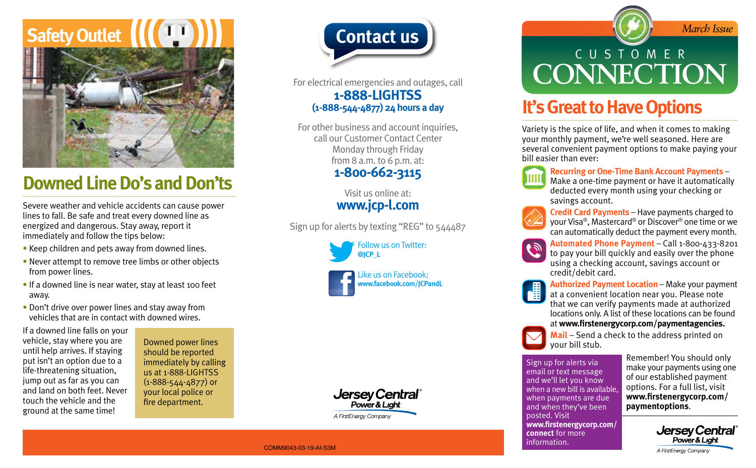# Safety Outlet

## Downed Line Do's and Don'ts

Severe weather and vehicle accidents can cause power lines to fall. Be safe and treat every downed line as energized and dangerous. Stay away, report it immediately and follow the tips below:

- Keep children and pets away from downed lines.
- Never attempt to remove tree limbs or other objects from power lines.
- If a downed line is near water, stay at least 100 feet away.
- Don't drive over power lines and stay away from vehicles that are in contact with downed wires.

If a downed line falls on your vehicle, stay where you are until help arrives. If staying put isn't an option due to a life-threatening situation, jump out as far as you can and land on both feet. Never touch the vehicle and the ground at the same time!

Downed power lines should be reported immediately by calling us at 1-888-LIGHTSS (1-888-544-4877) or your local police or fire department.

# Contact us

For electrical emergencies and outages, call
**1-888-LIGHTSS**
**(1-888-544-4877) 24 hours a day**

For other business and account inquiries, call our Customer Contact Center Monday through Friday from 8 a.m. to 6 p.m. at:
**1-800-662-3115**

Visit us online at:
**www.jcp-l.com**

Sign up for alerts by texting "REG" to 544487

Follow us on Twitter:
**@JCP_L**

Like us on Facebook:
**www.facebook.com/JCPandL**

Jersey Central Power & Light
A FirstEnergy Company

COMM9043-03-19-AI-S3M

*March Issue*

# CUSTOMER CONNECTION

## It's Great to Have Options

Variety is the spice of life, and when it comes to making your monthly payment, we're well seasoned. Here are several convenient payment options to make paying your bill easier than ever:

**Recurring or One-Time Bank Account Payments** – Make a one-time payment or have it automatically deducted every month using your checking or savings account.

**Credit Card Payments** – Have payments charged to your Visa®, Mastercard® or Discover® one time or we can automatically deduct the payment every month.

**Automated Phone Payment** – Call 1-800-433-8201 to pay your bill quickly and easily over the phone using a checking account, savings account or credit/debit card.

**Authorized Payment Location** – Make your payment at a convenient location near you. Please note that we can verify payments made at authorized locations only. A list of these locations can be found at **www.firstenergycorp.com/paymentagencies.**

**Mail** – Send a check to the address printed on your bill stub.

Sign up for alerts via email or text message and we'll let you know when a new bill is available, when payments are due and when they've been posted. Visit **www.firstenergycorp.com/connect** for more information.

Remember! You should only make your payments using one of our established payment options. For a full list, visit **www.firstenergycorp.com/paymentoptions**.

Jersey Central Power & Light
A FirstEnergy Company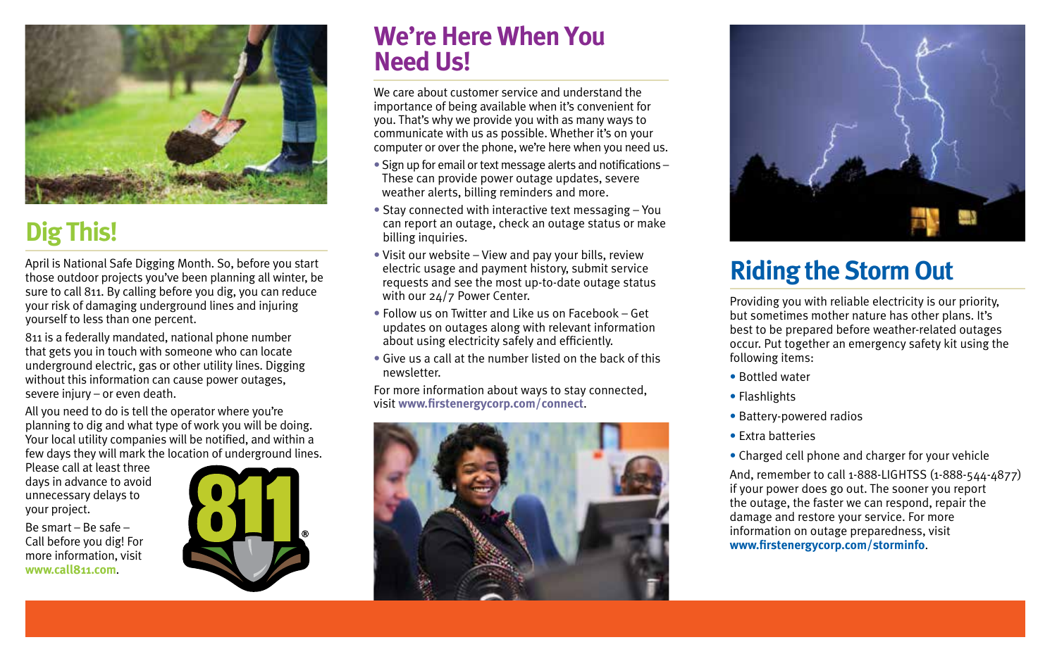## Dig This!

April is National Safe Digging Month. So, before you start those outdoor projects you've been planning all winter, be sure to call 811. By calling before you dig, you can reduce your risk of damaging underground lines and injuring yourself to less than one percent.

811 is a federally mandated, national phone number that gets you in touch with someone who can locate underground electric, gas or other utility lines. Digging without this information can cause power outages, severe injury – or even death.

All you need to do is tell the operator where you're planning to dig and what type of work you will be doing. Your local utility companies will be notified, and within a few days they will mark the location of underground lines. Please call at least three days in advance to avoid unnecessary delays to your project.

Be smart – Be safe – Call before you dig! For more information, visit **www.call811.com**.

## We're Here When You Need Us!

We care about customer service and understand the importance of being available when it's convenient for you. That's why we provide you with as many ways to communicate with us as possible. Whether it's on your computer or over the phone, we're here when you need us.

- Sign up for email or text message alerts and notifications – These can provide power outage updates, severe weather alerts, billing reminders and more.
- Stay connected with interactive text messaging – You can report an outage, check an outage status or make billing inquiries.
- Visit our website – View and pay your bills, review electric usage and payment history, submit service requests and see the most up-to-date outage status with our 24/7 Power Center.
- Follow us on Twitter and Like us on Facebook – Get updates on outages along with relevant information about using electricity safely and efficiently.
- Give us a call at the number listed on the back of this newsletter.

For more information about ways to stay connected, visit **www.firstenergycorp.com/connect**.

## Riding the Storm Out

Providing you with reliable electricity is our priority, but sometimes mother nature has other plans. It's best to be prepared before weather-related outages occur. Put together an emergency safety kit using the following items:

- Bottled water
- Flashlights
- Battery-powered radios
- Extra batteries
- Charged cell phone and charger for your vehicle

And, remember to call 1-888-LIGHTSS (1-888-544-4877) if your power does go out. The sooner you report the outage, the faster we can respond, repair the damage and restore your service. For more information on outage preparedness, visit **www.firstenergycorp.com/storminfo**.